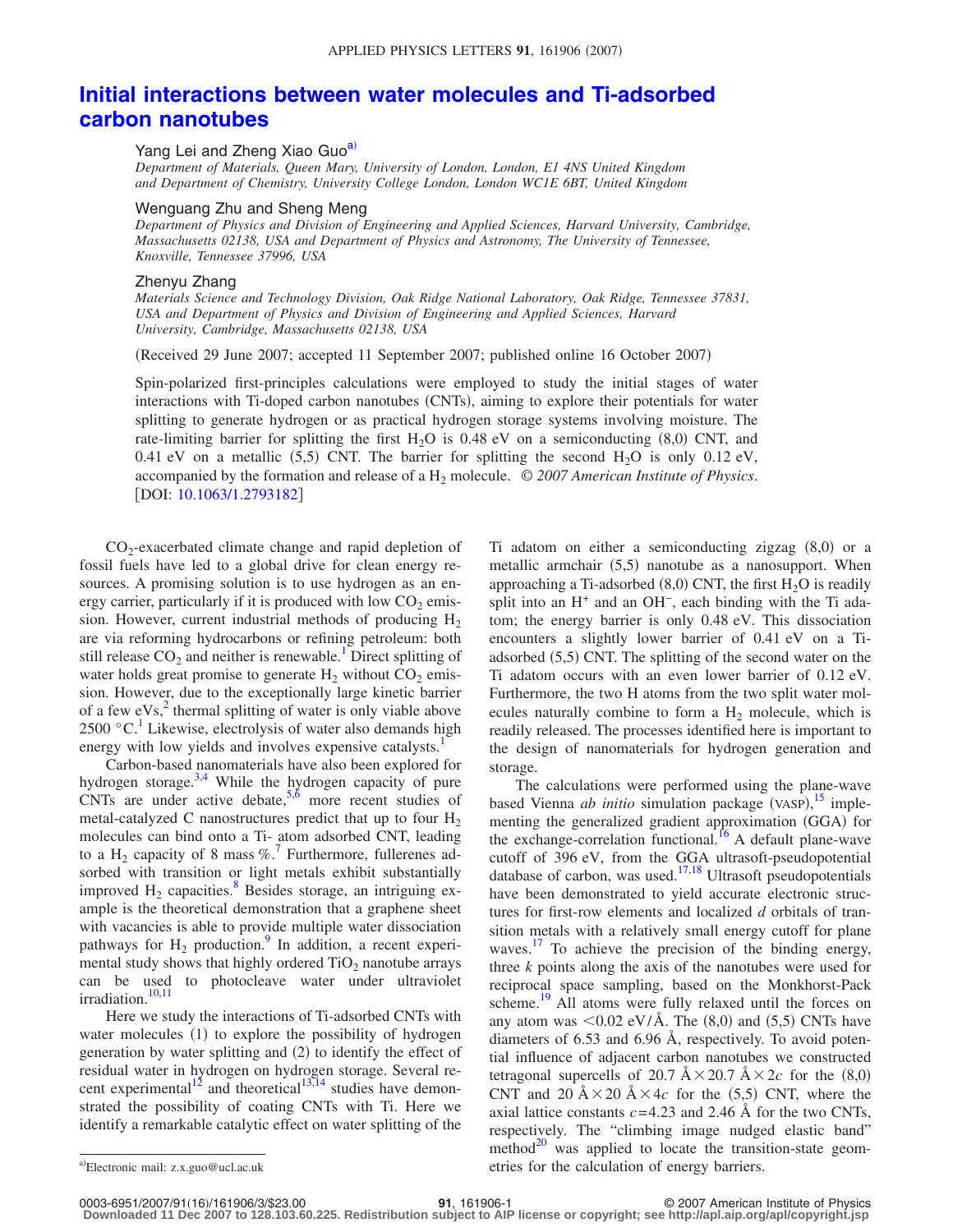# Initial interactions between water molecules and Ti-adsorbed carbon nanotubes

Yang Lei and Zheng Xiao Guo[a]

*Department of Materials, Queen Mary, University of London, London, E1 4NS United Kingdom and Department of Chemistry, University College London, London WC1E 6BT, United Kingdom*

Wenguang Zhu and Sheng Meng

*Department of Physics and Division of Engineering and Applied Sciences, Harvard University, Cambridge, Massachusetts 02138, USA and Department of Physics and Astronomy, The University of Tennessee, Knoxville, Tennessee 37996, USA*

Zhenyu Zhang

*Materials Science and Technology Division, Oak Ridge National Laboratory, Oak Ridge, Tennessee 37831, USA and Department of Physics and Division of Engineering and Applied Sciences, Harvard University, Cambridge, Massachusetts 02138, USA*

(Received 29 June 2007; accepted 11 September 2007; published online 16 October 2007)

Spin-polarized first-principles calculations were employed to study the initial stages of water interactions with Ti-doped carbon nanotubes (CNTs), aiming to explore their potentials for water splitting to generate hydrogen or as practical hydrogen storage systems involving moisture. The rate-limiting barrier for splitting the first $H_2O$ is 0.48 eV on a semiconducting (8,0) CNT, and 0.41 eV on a metallic (5,5) CNT. The barrier for splitting the second $H_2O$ is only 0.12 eV, accompanied by the formation and release of a $H_2$ molecule. *© 2007 American Institute of Physics*. [DOI: 10.1063/1.2793182]

$CO_2$-exacerbated climate change and rapid depletion of fossil fuels have led to a global drive for clean energy resources. A promising solution is to use hydrogen as an energy carrier, particularly if it is produced with low $CO_2$ emission. However, current industrial methods of producing $H_2$ are via reforming hydrocarbons or refining petroleum: both still release $CO_2$ and neither is renewable.[1] Direct splitting of water holds great promise to generate $H_2$ without $CO_2$ emission. However, due to the exceptionally large kinetic barrier of a few eVs,[2] thermal splitting of water is only viable above 2500 °C.[1] Likewise, electrolysis of water also demands high energy with low yields and involves expensive catalysts.[1]

Carbon-based nanomaterials have also been explored for hydrogen storage.[3,4] While the hydrogen capacity of pure CNTs are under active debate,[5,6] more recent studies of metal-catalyzed C nanostructures predict that up to four $H_2$ molecules can bind onto a Ti- atom adsorbed CNT, leading to a $H_2$ capacity of 8 mass %.[7] Furthermore, fullerenes adsorbed with transition or light metals exhibit substantially improved $H_2$ capacities.[8] Besides storage, an intriguing example is the theoretical demonstration that a graphene sheet with vacancies is able to provide multiple water dissociation pathways for $H_2$ production.[9] In addition, a recent experimental study shows that highly ordered $TiO_2$ nanotube arrays can be used to photocleave water under ultraviolet irradiation.[10,11]

Here we study the interactions of Ti-adsorbed CNTs with water molecules (1) to explore the possibility of hydrogen generation by water splitting and (2) to identify the effect of residual water in hydrogen on hydrogen storage. Several recent experimental[12] and theoretical[13,14] studies have demonstrated the possibility of coating CNTs with Ti. Here we identify a remarkable catalytic effect on water splitting of the Ti adatom on either a semiconducting zigzag (8,0) or a metallic armchair (5,5) nanotube as a nanosupport. When approaching a Ti-adsorbed (8,0) CNT, the first $H_2O$ is readily split into an $H^+$ and an $OH^-$, each binding with the Ti adatom; the energy barrier is only 0.48 eV. This dissociation encounters a slightly lower barrier of 0.41 eV on a Ti-adsorbed (5,5) CNT. The splitting of the second water on the Ti adatom occurs with an even lower barrier of 0.12 eV. Furthermore, the two H atoms from the two split water molecules naturally combine to form a $H_2$ molecule, which is readily released. The processes identified here is important to the design of nanomaterials for hydrogen generation and storage.

The calculations were performed using the plane-wave based Vienna *ab initio* simulation package (VASP),[15] implementing the generalized gradient approximation (GGA) for the exchange-correlation functional.[16] A default plane-wave cutoff of 396 eV, from the GGA ultrasoft-pseudopotential database of carbon, was used.[17,18] Ultrasoft pseudopotentials have been demonstrated to yield accurate electronic structures for first-row elements and localized *d* orbitals of transition metals with a relatively small energy cutoff for plane waves.[17] To achieve the precision of the binding energy, three *k* points along the axis of the nanotubes were used for reciprocal space sampling, based on the Monkhorst-Pack scheme.[19] All atoms were fully relaxed until the forces on any atom was $<0.02$ eV/Å. The (8,0) and (5,5) CNTs have diameters of 6.53 and 6.96 Å, respectively. To avoid potential influence of adjacent carbon nanotubes we constructed tetragonal supercells of 20.7 Å × 20.7 Å × 2$c$ for the (8,0) CNT and 20 Å × 20 Å × 4$c$ for the (5,5) CNT, where the axial lattice constants $c$=4.23 and 2.46 Å for the two CNTs, respectively. The "climbing image nudged elastic band" method[20] was applied to locate the transition-state geometries for the calculation of energy barriers.

[a]Electronic mail: z.x.guo@ucl.ac.uk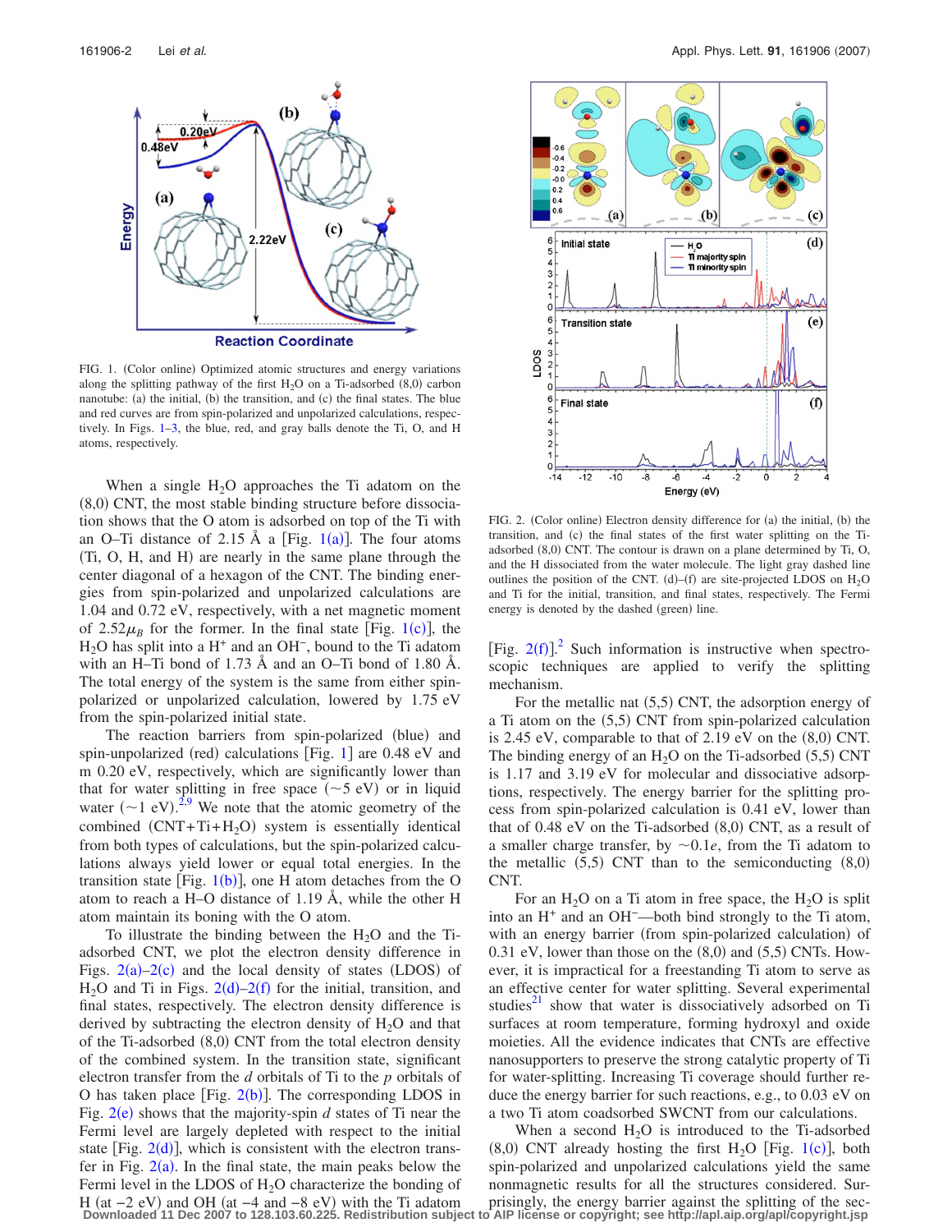FIG. 1. (Color online) Optimized atomic structures and energy variations along the splitting pathway of the first $H_2O$ on a Ti-adsorbed (8,0) carbon nanotube: (a) the initial, (b) the transition, and (c) the final states. The blue and red curves are from spin-polarized and unpolarized calculations, respectively. In Figs. 1–3, the blue, red, and gray balls denote the Ti, O, and H atoms, respectively.

When a single $H_2O$ approaches the Ti adatom on the (8,0) CNT, the most stable binding structure before dissociation shows that the O atom is adsorbed on top of the Ti with an O–Ti distance of 2.15 Å a [Fig. 1(a)]. The four atoms (Ti, O, H, and H) are nearly in the same plane through the center diagonal of a hexagon of the CNT. The binding energies from spin-polarized and unpolarized calculations are 1.04 and 0.72 eV, respectively, with a net magnetic moment of $2.52\mu_B$ for the former. In the final state [Fig. 1(c)], the $H_2O$ has split into a $H^+$ and an $OH^-$, bound to the Ti adatom with an H–Ti bond of 1.73 Å and an O–Ti bond of 1.80 Å. The total energy of the system is the same from either spin-polarized or unpolarized calculation, lowered by 1.75 eV from the spin-polarized initial state.

The reaction barriers from spin-polarized (blue) and spin-unpolarized (red) calculations [Fig. 1] are 0.48 eV and m 0.20 eV, respectively, which are significantly lower than that for water splitting in free space (~5 eV) or in liquid water (~1 eV).[2,9] We note that the atomic geometry of the combined (CNT+Ti+$H_2O$) system is essentially identical from both types of calculations, but the spin-polarized calculations always yield lower or equal total energies. In the transition state [Fig. 1(b)], one H atom detaches from the O atom to reach a H–O distance of 1.19 Å, while the other H atom maintain its boning with the O atom.

To illustrate the binding between the $H_2O$ and the Ti-adsorbed CNT, we plot the electron density difference in Figs. 2(a)–2(c) and the local density of states (LDOS) of $H_2O$ and Ti in Figs. 2(d)–2(f) for the initial, transition, and final states, respectively. The electron density difference is derived by subtracting the electron density of $H_2O$ and that of the Ti-adsorbed (8,0) CNT from the total electron density of the combined system. In the transition state, significant electron transfer from the $d$ orbitals of Ti to the $p$ orbitals of O has taken place [Fig. 2(b)]. The corresponding LDOS in Fig. 2(e) shows that the majority-spin $d$ states of Ti near the Fermi level are largely depleted with respect to the initial state [Fig. 2(d)], which is consistent with the electron transfer in Fig. 2(a). In the final state, the main peaks below the Fermi level in the LDOS of $H_2O$ characterize the bonding of H (at −2 eV) and OH (at −4 and −8 eV) with the Ti adatom [Fig. 2(f)].[2] Such information is instructive when spectroscopic techniques are applied to verify the splitting mechanism.

FIG. 2. (Color online) Electron density difference for (a) the initial, (b) the transition, and (c) the final states of the first water splitting on the Ti-adsorbed (8,0) CNT. The contour is drawn on a plane determined by Ti, O, and the H dissociated from the water molecule. The light gray dashed line outlines the position of the CNT. (d)–(f) are site-projected LDOS on $H_2O$ and Ti for the initial, transition, and final states, respectively. The Fermi energy is denoted by the dashed (green) line.

For the metallic nat (5,5) CNT, the adsorption energy of a Ti atom on the (5,5) CNT from spin-polarized calculation is 2.45 eV, comparable to that of 2.19 eV on the (8,0) CNT. The binding energy of an $H_2O$ on the Ti-adsorbed (5,5) CNT is 1.17 and 3.19 eV for molecular and dissociative adsorptions, respectively. The energy barrier for the splitting process from spin-polarized calculation is 0.41 eV, lower than that of 0.48 eV on the Ti-adsorbed (8,0) CNT, as a result of a smaller charge transfer, by ~$0.1e$, from the Ti adatom to the metallic (5,5) CNT than to the semiconducting (8,0) CNT.

For an $H_2O$ on a Ti atom in free space, the $H_2O$ is split into an $H^+$ and an $OH^-$—both bind strongly to the Ti atom, with an energy barrier (from spin-polarized calculation) of 0.31 eV, lower than those on the (8,0) and (5,5) CNTs. However, it is impractical for a freestanding Ti atom to serve as an effective center for water splitting. Several experimental studies[21] show that water is dissociatively adsorbed on Ti surfaces at room temperature, forming hydroxyl and oxide moieties. All the evidence indicates that CNTs are effective nanosupporters to preserve the strong catalytic property of Ti for water-splitting. Increasing Ti coverage should further reduce the energy barrier for such reactions, e.g., to 0.03 eV on a two Ti atom coadsorbed SWCNT from our calculations.

When a second $H_2O$ is introduced to the Ti-adsorbed (8,0) CNT already hosting the first $H_2O$ [Fig. 1(c)], both spin-polarized and unpolarized calculations yield the same nonmagnetic results for all the structures considered. Surprisingly, the energy barrier against the splitting of the sec-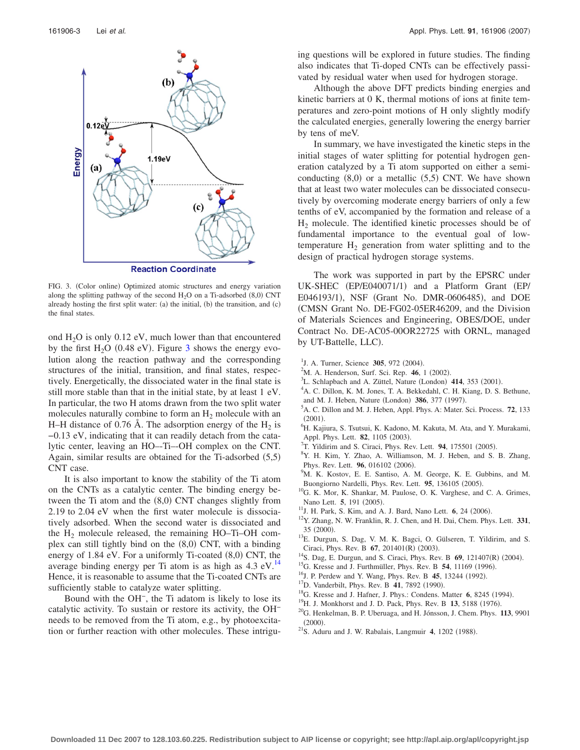0.12eV

(a)

1.19eV

(b)

(c)

Energy

Reaction Coordinate

FIG. 3. (Color online) Optimized atomic structures and energy variation along the splitting pathway of the second $H_2O$ on a Ti-adsorbed (8,0) CNT already hosting the first split water: (a) the initial, (b) the transition, and (c) the final states.

ond $H_2O$ is only 0.12 eV, much lower than that encountered by the first $H_2O$ (0.48 eV). Figure 3 shows the energy evolution along the reaction pathway and the corresponding structures of the initial, transition, and final states, respectively. Energetically, the dissociated water in the final state is still more stable than that in the initial state, by at least 1 eV. In particular, the two H atoms drawn from the two split water molecules naturally combine to form an $H_2$ molecule with an H–H distance of 0.76 Å. The adsorption energy of the $H_2$ is −0.13 eV, indicating that it can readily detach from the catalytic center, leaving an HO–-Ti–-OH complex on the CNT. Again, similar results are obtained for the Ti-adsorbed (5,5) CNT case.

It is also important to know the stability of the Ti atom on the CNTs as a catalytic center. The binding energy between the Ti atom and the (8,0) CNT changes slightly from 2.19 to 2.04 eV when the first water molecule is dissociatively adsorbed. When the second water is dissociated and the $H_2$ molecule released, the remaining HO–Ti–OH complex can still tightly bind on the (8,0) CNT, with a binding energy of 1.84 eV. For a uniformly Ti-coated (8,0) CNT, the average binding energy per Ti atom is as high as 4.3 eV.[14] Hence, it is reasonable to assume that the Ti-coated CNTs are sufficiently stable to catalyze water splitting.

Bound with the $OH^-$, the Ti adatom is likely to lose its catalytic activity. To sustain or restore its activity, the $OH^-$ needs to be removed from the Ti atom, e.g., by photoexcitation or further reaction with other molecules. These intriguing questions will be explored in future studies. The finding also indicates that Ti-doped CNTs can be effectively passivated by residual water when used for hydrogen storage.

Although the above DFT predicts binding energies and kinetic barriers at 0 K, thermal motions of ions at finite temperatures and zero-point motions of H only slightly modify the calculated energies, generally lowering the energy barrier by tens of meV.

In summary, we have investigated the kinetic steps in the initial stages of water splitting for potential hydrogen generation catalyzed by a Ti atom supported on either a semiconducting (8,0) or a metallic (5,5) CNT. We have shown that at least two water molecules can be dissociated consecutively by overcoming moderate energy barriers of only a few tenths of eV, accompanied by the formation and release of a $H_2$ molecule. The identified kinetic processes should be of fundamental importance to the eventual goal of low-temperature $H_2$ generation from water splitting and to the design of practical hydrogen storage systems.

The work was supported in part by the EPSRC under UK-SHEC (EP/E040071/1) and a Platform Grant (EP/E046193/1), NSF (Grant No. DMR-0606485), and DOE (CMSN Grant No. DE-FG02-05ER46209, and the Division of Materials Sciences and Engineering, OBES/DOE, under Contract No. DE-AC05-00OR22725 with ORNL, managed by UT-Battelle, LLC).

[1] J. A. Turner, Science **305**, 972 (2004).
[2] M. A. Henderson, Surf. Sci. Rep. **46**, 1 (2002).
[3] L. Schlapbach and A. Züttel, Nature (London) **414**, 353 (2001).
[4] A. C. Dillon, K. M. Jones, T. A. Bekkedahl, C. H. Kiang, D. S. Bethune, and M. J. Heben, Nature (London) **386**, 377 (1997).
[5] A. C. Dillon and M. J. Heben, Appl. Phys. A: Mater. Sci. Process. **72**, 133 (2001).
[6] H. Kajiura, S. Tsutsui, K. Kadono, M. Kakuta, M. Ata, and Y. Murakami, Appl. Phys. Lett. **82**, 1105 (2003).
[7] T. Yildirim and S. Ciraci, Phys. Rev. Lett. **94**, 175501 (2005).
[8] Y. H. Kim, Y. Zhao, A. Williamson, M. J. Heben, and S. B. Zhang, Phys. Rev. Lett. **96**, 016102 (2006).
[9] M. K. Kostov, E. E. Santiso, A. M. George, K. E. Gubbins, and M. Buongiorno Nardelli, Phys. Rev. Lett. **95**, 136105 (2005).
[10] G. K. Mor, K. Shankar, M. Paulose, O. K. Varghese, and C. A. Grimes, Nano Lett. **5**, 191 (2005).
[11] J. H. Park, S. Kim, and A. J. Bard, Nano Lett. **6**, 24 (2006).
[12] Y. Zhang, N. W. Franklin, R. J. Chen, and H. Dai, Chem. Phys. Lett. **331**, 35 (2000).
[13] E. Durgun, S. Dag, V. M. K. Bagci, O. Gülseren, T. Yildirim, and S. Ciraci, Phys. Rev. B **67**, 201401(R) (2003).
[14] S. Dag, E. Durgun, and S. Ciraci, Phys. Rev. B **69**, 121407(R) (2004).
[15] G. Kresse and J. Furthmüller, Phys. Rev. B **54**, 11169 (1996).
[16] J. P. Perdew and Y. Wang, Phys. Rev. B **45**, 13244 (1992).
[17] D. Vanderbilt, Phys. Rev. B **41**, 7892 (1990).
[18] G. Kresse and J. Hafner, J. Phys.: Condens. Matter **6**, 8245 (1994).
[19] H. J. Monkhorst and J. D. Pack, Phys. Rev. B **13**, 5188 (1976).
[20] G. Henkelman, B. P. Uberuaga, and H. Jónsson, J. Chem. Phys. **113**, 9901 (2000).
[21] S. Aduru and J. W. Rabalais, Langmuir **4**, 1202 (1988).